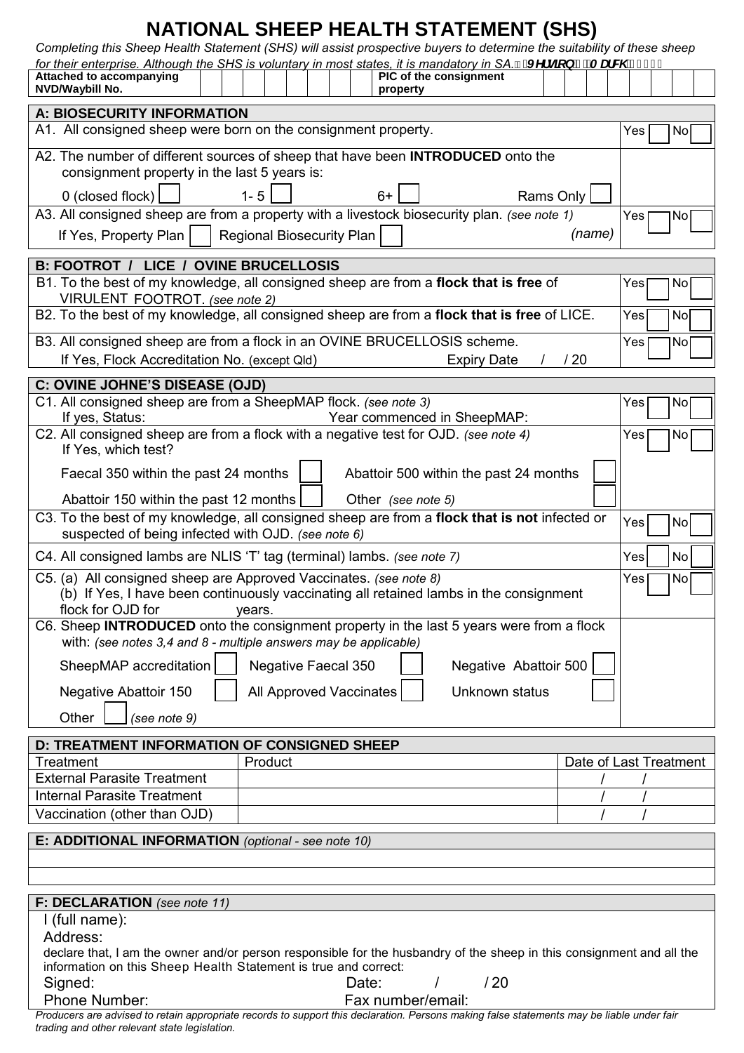# NATIONAL SHEEP HEALTH STATEMENT (SHS)

*Completing this Sheep Health Statement (SHS) will assist prospective buyers to determine the suitability of these sheep for their enterprise. Although the SHS is voluntary in most states, it is mandatory in SA.*

| **Attached to accompanying NVD/Waybill No.** | | **PIC of the consignment property** | |
|---|---|---|---|

## A: BIOSECURITY INFORMATION

A1. All consigned sheep were born on the consignment property. Yes ☐ No ☐

A2. The number of different sources of sheep that have been **INTRODUCED** onto the consignment property in the last 5 years is:

0 (closed flock) ☐ 1- 5 ☐ 6+ ☐ Rams Only ☐

A3. All consigned sheep are from a property with a livestock biosecurity plan. *(see note 1)* Yes ☐ No ☐

If Yes, Property Plan ☐ Regional Biosecurity Plan ☐ *(name)*

## B: FOOTROT / LICE / OVINE BRUCELLOSIS

B1. To the best of my knowledge, all consigned sheep are from a **flock that is free** of VIRULENT FOOTROT. *(see note 2)* Yes ☐ No ☐

B2. To the best of my knowledge, all consigned sheep are from a **flock that is free** of LICE. Yes ☐ No ☐

B3. All consigned sheep are from a flock in an OVINE BRUCELLOSIS scheme. Yes ☐ No ☐

If Yes, Flock Accreditation No. (except Qld) Expiry Date / / 20

## C: OVINE JOHNE'S DISEASE (OJD)

C1. All consigned sheep are from a SheepMAP flock. *(see note 3)* Yes ☐ No ☐

If yes, Status: Year commenced in SheepMAP:

C2. All consigned sheep are from a flock with a negative test for OJD. *(see note 4)* Yes ☐ No ☐

If Yes, which test?

Faecal 350 within the past 24 months ☐ Abattoir 500 within the past 24 months ☐

Abattoir 150 within the past 12 months ☐ Other *(see note 5)* ☐

C3. To the best of my knowledge, all consigned sheep are from a **flock that is not** infected or suspected of being infected with OJD. *(see note 6)* Yes ☐ No ☐

C4. All consigned lambs are NLIS 'T' tag (terminal) lambs. *(see note 7)* Yes ☐ No ☐

C5. (a) All consigned sheep are Approved Vaccinates. *(see note 8)* Yes ☐ No ☐

(b) If Yes, I have been continuously vaccinating all retained lambs in the consignment flock for OJD for years.

C6. Sheep **INTRODUCED** onto the consignment property in the last 5 years were from a flock with: *(see notes 3,4 and 8 - multiple answers may be applicable)*

SheepMAP accreditation ☐ Negative Faecal 350 ☐ Negative Abattoir 500 ☐

Negative Abattoir 150 ☐ All Approved Vaccinates ☐ Unknown status ☐

Other ☐ *(see note 9)*

## D: TREATMENT INFORMATION OF CONSIGNED SHEEP

| Treatment | Product | Date of Last Treatment |
|---|---|---|
| External Parasite Treatment | | / / |
| Internal Parasite Treatment | | / / |
| Vaccination (other than OJD) | | / / |

## E: ADDITIONAL INFORMATION *(optional - see note 10)*

## F: DECLARATION *(see note 11)*

I (full name):

Address:

declare that, I am the owner and/or person responsible for the husbandry of the sheep in this consignment and all the information on this Sheep Health Statement is true and correct:

Signed: Date: / / 20

Phone Number: Fax number/email:

*Producers are advised to retain appropriate records to support this declaration. Persons making false statements may be liable under fair trading and other relevant state legislation.*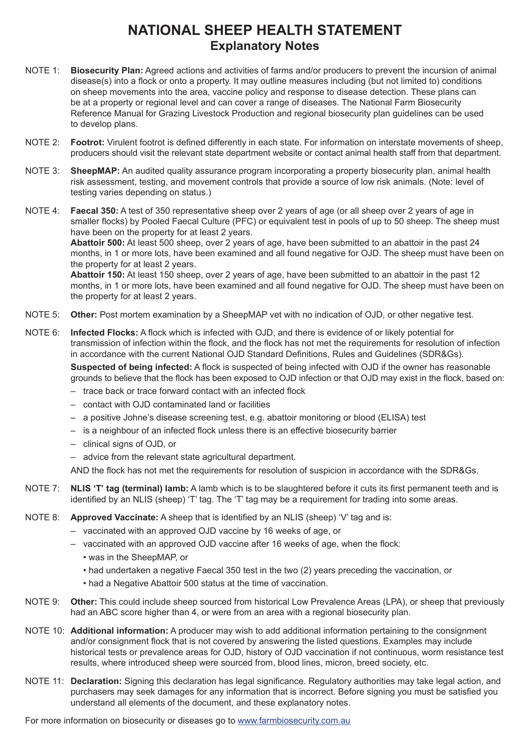# NATIONAL SHEEP HEALTH STATEMENT

## Explanatory Notes

NOTE 1: **Biosecurity Plan:** Agreed actions and activities of farms and/or producers to prevent the incursion of animal disease(s) into a flock or onto a property. It may outline measures including (but not limited to) conditions on sheep movements into the area, vaccine policy and response to disease detection. These plans can be at a property or regional level and can cover a range of diseases. The National Farm Biosecurity Reference Manual for Grazing Livestock Production and regional biosecurity plan guidelines can be used to develop plans.

NOTE 2: **Footrot:** Virulent footrot is defined differently in each state. For information on interstate movements of sheep, producers should visit the relevant state department website or contact animal health staff from that department.

NOTE 3: **SheepMAP:** An audited quality assurance program incorporating a property biosecurity plan, animal health risk assessment, testing, and movement controls that provide a source of low risk animals. (Note: level of testing varies depending on status.)

NOTE 4: **Faecal 350:** A test of 350 representative sheep over 2 years of age (or all sheep over 2 years of age in smaller flocks) by Pooled Faecal Culture (PFC) or equivalent test in pools of up to 50 sheep. The sheep must have been on the property for at least 2 years.

**Abattoir 500:** At least 500 sheep, over 2 years of age, have been submitted to an abattoir in the past 24 months, in 1 or more lots, have been examined and all found negative for OJD. The sheep must have been on the property for at least 2 years.

**Abattoir 150:** At least 150 sheep, over 2 years of age, have been submitted to an abattoir in the past 12 months, in 1 or more lots, have been examined and all found negative for OJD. The sheep must have been on the property for at least 2 years.

NOTE 5: **Other:** Post mortem examination by a SheepMAP vet with no indication of OJD, or other negative test.

NOTE 6: **Infected Flocks:** A flock which is infected with OJD, and there is evidence of or likely potential for transmission of infection within the flock, and the flock has not met the requirements for resolution of infection in accordance with the current National OJD Standard Definitions, Rules and Guidelines (SDR&Gs).

**Suspected of being infected:** A flock is suspected of being infected with OJD if the owner has reasonable grounds to believe that the flock has been exposed to OJD infection or that OJD may exist in the flock, based on:

- trace back or trace forward contact with an infected flock
- contact with OJD contaminated land or facilities
- a positive Johne's disease screening test, e.g. abattoir monitoring or blood (ELISA) test
- is a neighbour of an infected flock unless there is an effective biosecurity barrier
- clinical signs of OJD, or
- advice from the relevant state agricultural department.

AND the flock has not met the requirements for resolution of suspicion in accordance with the SDR&Gs.

NOTE 7: **NLIS 'T' tag (terminal) lamb:** A lamb which is to be slaughtered before it cuts its first permanent teeth and is identified by an NLIS (sheep) 'T' tag. The 'T' tag may be a requirement for trading into some areas.

NOTE 8: **Approved Vaccinate:** A sheep that is identified by an NLIS (sheep) 'V' tag and is:

- vaccinated with an approved OJD vaccine by 16 weeks of age, or
- vaccinated with an approved OJD vaccine after 16 weeks of age, when the flock:
  - was in the SheepMAP, or
  - had undertaken a negative Faecal 350 test in the two (2) years preceding the vaccination, or
  - had a Negative Abattoir 500 status at the time of vaccination.

NOTE 9: **Other:** This could include sheep sourced from historical Low Prevalence Areas (LPA), or sheep that previously had an ABC score higher than 4, or were from an area with a regional biosecurity plan.

NOTE 10: **Additional information:** A producer may wish to add additional information pertaining to the consignment and/or consignment flock that is not covered by answering the listed questions. Examples may include historical tests or prevalence areas for OJD, history of OJD vaccination if not continuous, worm resistance test results, where introduced sheep were sourced from, blood lines, micron, breed society, etc.

NOTE 11: **Declaration:** Signing this declaration has legal significance. Regulatory authorities may take legal action, and purchasers may seek damages for any information that is incorrect. Before signing you must be satisfied you understand all elements of the document, and these explanatory notes.

For more information on biosecurity or diseases go to www.farmbiosecurity.com.au